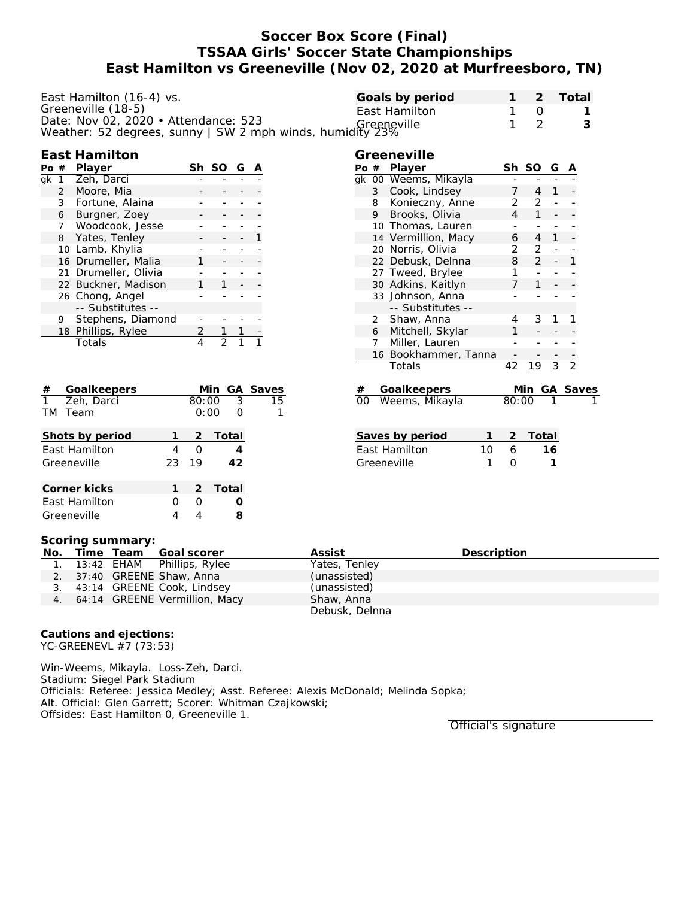# Soccer Box Score (Final)
## TSSAA Girls' Soccer State Championships
## East Hamilton vs Greeneville (Nov 02, 2020 at Murfreesboro, TN)

East Hamilton (16-4) vs.
Greeneville (18-5)
Date: Nov 02, 2020 • Attendance: 523
Weather: 52 degrees, sunny | SW 2 mph winds, humidity 23%

| Goals by period | 1 | 2 | Total |
|---|---|---|---|
| East Hamilton | 1 | 0 | 1 |
| Greeneville | 1 | 2 | 3 |

### East Hamilton

| Po | # | Player | Sh | SO | G | A |
|---|---|---|---|---|---|---|
| gk | 1 | Zeh, Darci | - | - | - | - |
| | 2 | Moore, Mia | - | - | - | - |
| | 3 | Fortune, Alaina | - | - | - | - |
| | 6 | Burgner, Zoey | - | - | - | - |
| | 7 | Woodcook, Jesse | - | - | - | - |
| | 8 | Yates, Tenley | - | - | - | 1 |
| | 10 | Lamb, Khylia | - | - | - | - |
| | 16 | Drumeller, Malia | 1 | - | - | - |
| | 21 | Drumeller, Olivia | - | - | - | - |
| | 22 | Buckner, Madison | 1 | 1 | - | - |
| | 26 | Chong, Angel | - | - | - | - |
| | | -- Substitutes -- | | | | |
| | 9 | Stephens, Diamond | - | - | - | - |
| | 18 | Phillips, Rylee | 2 | 1 | 1 | - |
| | | Totals | 4 | 2 | 1 | 1 |

### Greeneville

| Po | # | Player | Sh | SO | G | A |
|---|---|---|---|---|---|---|
| gk | 00 | Weems, Mikayla | - | - | - | - |
| | 3 | Cook, Lindsey | 7 | 4 | 1 | - |
| | 8 | Konieczny, Anne | 2 | 2 | - | - |
| | 9 | Brooks, Olivia | 4 | 1 | - | - |
| | 10 | Thomas, Lauren | - | - | - | - |
| | 14 | Vermillion, Macy | 6 | 4 | 1 | - |
| | 20 | Norris, Olivia | 2 | 2 | - | - |
| | 22 | Debusk, Delnna | 8 | 2 | - | 1 |
| | 27 | Tweed, Brylee | 1 | - | - | - |
| | 30 | Adkins, Kaitlyn | 7 | 1 | - | - |
| | 33 | Johnson, Anna | - | - | - | - |
| | | -- Substitutes -- | | | | |
| | 2 | Shaw, Anna | 4 | 3 | 1 | 1 |
| | 6 | Mitchell, Skylar | 1 | - | - | - |
| | 7 | Miller, Lauren | - | - | - | - |
| | 16 | Bookhammer, Tanna | - | - | - | - |
| | | Totals | 42 | 19 | 3 | 2 |

| # | Goalkeepers | Min | GA | Saves |
|---|---|---|---|---|
| 1 | Zeh, Darci | 80:00 | 3 | 15 |
| TM | Team | 0:00 | 0 | 1 |

| # | Goalkeepers | Min | GA | Saves |
|---|---|---|---|---|
| 00 | Weems, Mikayla | 80:00 | 1 | 1 |

| Shots by period | 1 | 2 | Total |
|---|---|---|---|
| East Hamilton | 4 | 0 | 4 |
| Greeneville | 23 | 19 | 42 |

| Saves by period | 1 | 2 | Total |
|---|---|---|---|
| East Hamilton | 10 | 6 | 16 |
| Greeneville | 1 | 0 | 1 |

| Corner kicks | 1 | 2 | Total |
|---|---|---|---|
| East Hamilton | 0 | 0 | 0 |
| Greeneville | 4 | 4 | 8 |

### Scoring summary:

| No. | Time | Team | Goal scorer | Assist | Description |
|---|---|---|---|---|---|
| 1. | 13:42 | EHAM | Phillips, Rylee | Yates, Tenley | |
| 2. | 37:40 | GREENE | Shaw, Anna | (unassisted) | |
| 3. | 43:14 | GREENE | Cook, Lindsey | (unassisted) | |
| 4. | 64:14 | GREENE | Vermillion, Macy | Shaw, Anna<br>Debusk, Delnna | |

**Cautions and ejections:**
YC-GREENEVL #7 (73:53)

Win-Weems, Mikayla. Loss-Zeh, Darci.
Stadium: Siegel Park Stadium
Officials: Referee: Jessica Medley; Asst. Referee: Alexis McDonald; Melinda Sopka;
Alt. Official: Glen Garrett; Scorer: Whitman Czajkowski;
Offsides: East Hamilton 0, Greeneville 1.

Official's signature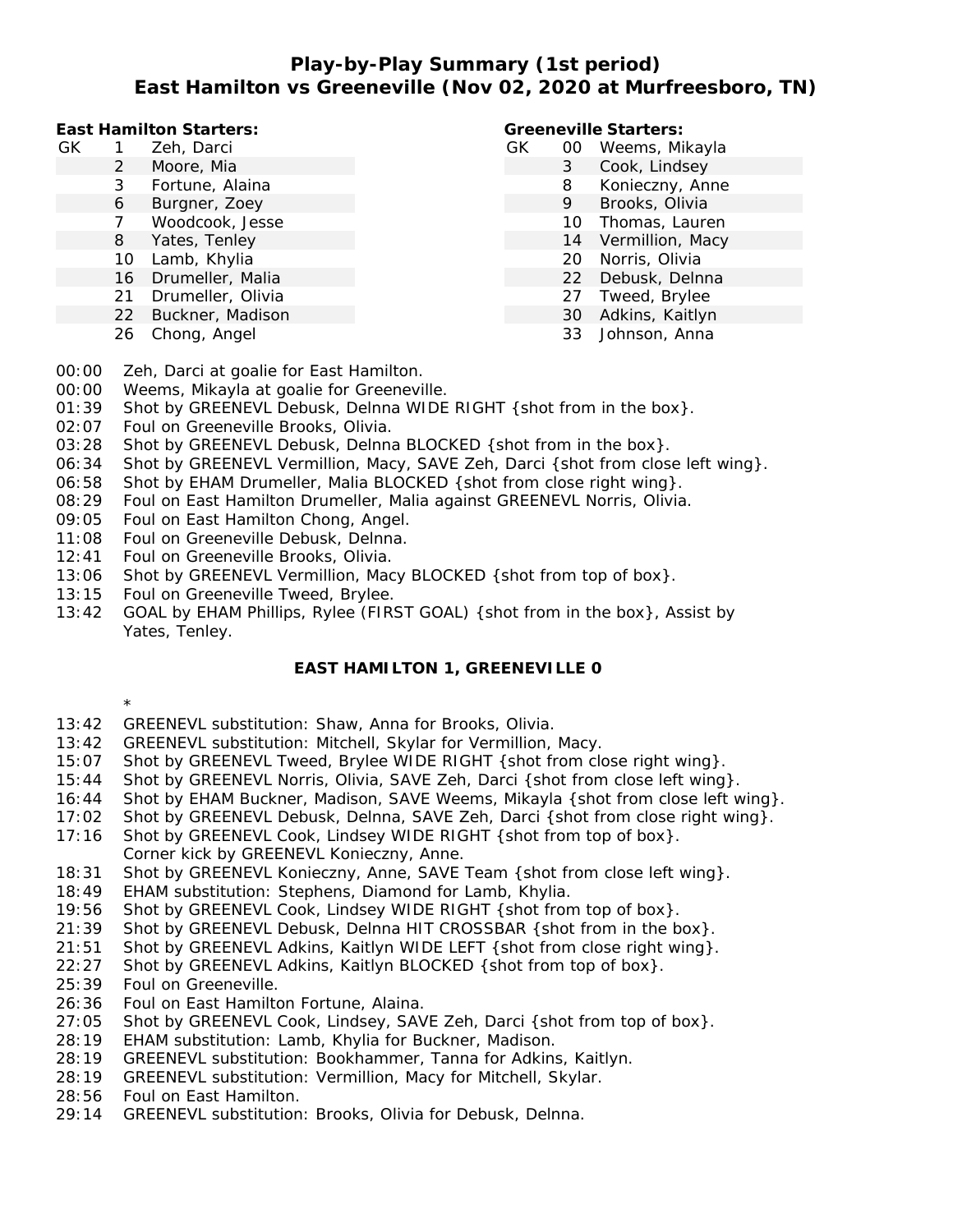# Play-by-Play Summary (1st period)
## East Hamilton vs Greeneville (Nov 02, 2020 at Murfreesboro, TN)

**East Hamilton Starters:**

| | | |
|---|---|---|
| GK | 1 | Zeh, Darci |
| | 2 | Moore, Mia |
| | 3 | Fortune, Alaina |
| | 6 | Burgner, Zoey |
| | 7 | Woodcook, Jesse |
| | 8 | Yates, Tenley |
| | 10 | Lamb, Khylia |
| | 16 | Drumeller, Malia |
| | 21 | Drumeller, Olivia |
| | 22 | Buckner, Madison |
| | 26 | Chong, Angel |

**Greeneville Starters:**

| | | |
|---|---|---|
| GK | 00 | Weems, Mikayla |
| | 3 | Cook, Lindsey |
| | 8 | Konieczny, Anne |
| | 9 | Brooks, Olivia |
| | 10 | Thomas, Lauren |
| | 14 | Vermillion, Macy |
| | 20 | Norris, Olivia |
| | 22 | Debusk, Delnna |
| | 27 | Tweed, Brylee |
| | 30 | Adkins, Kaitlyn |
| | 33 | Johnson, Anna |

00:00 Zeh, Darci at goalie for East Hamilton.
00:00 Weems, Mikayla at goalie for Greeneville.
01:39 Shot by GREENEVL Debusk, Delnna WIDE RIGHT {shot from in the box}.
02:07 Foul on Greeneville Brooks, Olivia.
03:28 Shot by GREENEVL Debusk, Delnna BLOCKED {shot from in the box}.
06:34 Shot by GREENEVL Vermillion, Macy, SAVE Zeh, Darci {shot from close left wing}.
06:58 Shot by EHAM Drumeller, Malia BLOCKED {shot from close right wing}.
08:29 Foul on East Hamilton Drumeller, Malia against GREENEVL Norris, Olivia.
09:05 Foul on East Hamilton Chong, Angel.
11:08 Foul on Greeneville Debusk, Delnna.
12:41 Foul on Greeneville Brooks, Olivia.
13:06 Shot by GREENEVL Vermillion, Macy BLOCKED {shot from top of box}.
13:15 Foul on Greeneville Tweed, Brylee.
13:42 GOAL by EHAM Phillips, Rylee (FIRST GOAL) {shot from in the box}, Assist by Yates, Tenley.

**EAST HAMILTON 1, GREENEVILLE 0**

*

13:42 GREENEVL substitution: Shaw, Anna for Brooks, Olivia.
13:42 GREENEVL substitution: Mitchell, Skylar for Vermillion, Macy.
15:07 Shot by GREENEVL Tweed, Brylee WIDE RIGHT {shot from close right wing}.
15:44 Shot by GREENEVL Norris, Olivia, SAVE Zeh, Darci {shot from close left wing}.
16:44 Shot by EHAM Buckner, Madison, SAVE Weems, Mikayla {shot from close left wing}.
17:02 Shot by GREENEVL Debusk, Delnna, SAVE Zeh, Darci {shot from close right wing}.
17:16 Shot by GREENEVL Cook, Lindsey WIDE RIGHT {shot from top of box}.
Corner kick by GREENEVL Konieczny, Anne.
18:31 Shot by GREENEVL Konieczny, Anne, SAVE Team {shot from close left wing}.
18:49 EHAM substitution: Stephens, Diamond for Lamb, Khylia.
19:56 Shot by GREENEVL Cook, Lindsey WIDE RIGHT {shot from top of box}.
21:39 Shot by GREENEVL Debusk, Delnna HIT CROSSBAR {shot from in the box}.
21:51 Shot by GREENEVL Adkins, Kaitlyn WIDE LEFT {shot from close right wing}.
22:27 Shot by GREENEVL Adkins, Kaitlyn BLOCKED {shot from top of box}.
25:39 Foul on Greeneville.
26:36 Foul on East Hamilton Fortune, Alaina.
27:05 Shot by GREENEVL Cook, Lindsey, SAVE Zeh, Darci {shot from top of box}.
28:19 EHAM substitution: Lamb, Khylia for Buckner, Madison.
28:19 GREENEVL substitution: Bookhammer, Tanna for Adkins, Kaitlyn.
28:19 GREENEVL substitution: Vermillion, Macy for Mitchell, Skylar.
28:56 Foul on East Hamilton.
29:14 GREENEVL substitution: Brooks, Olivia for Debusk, Delnna.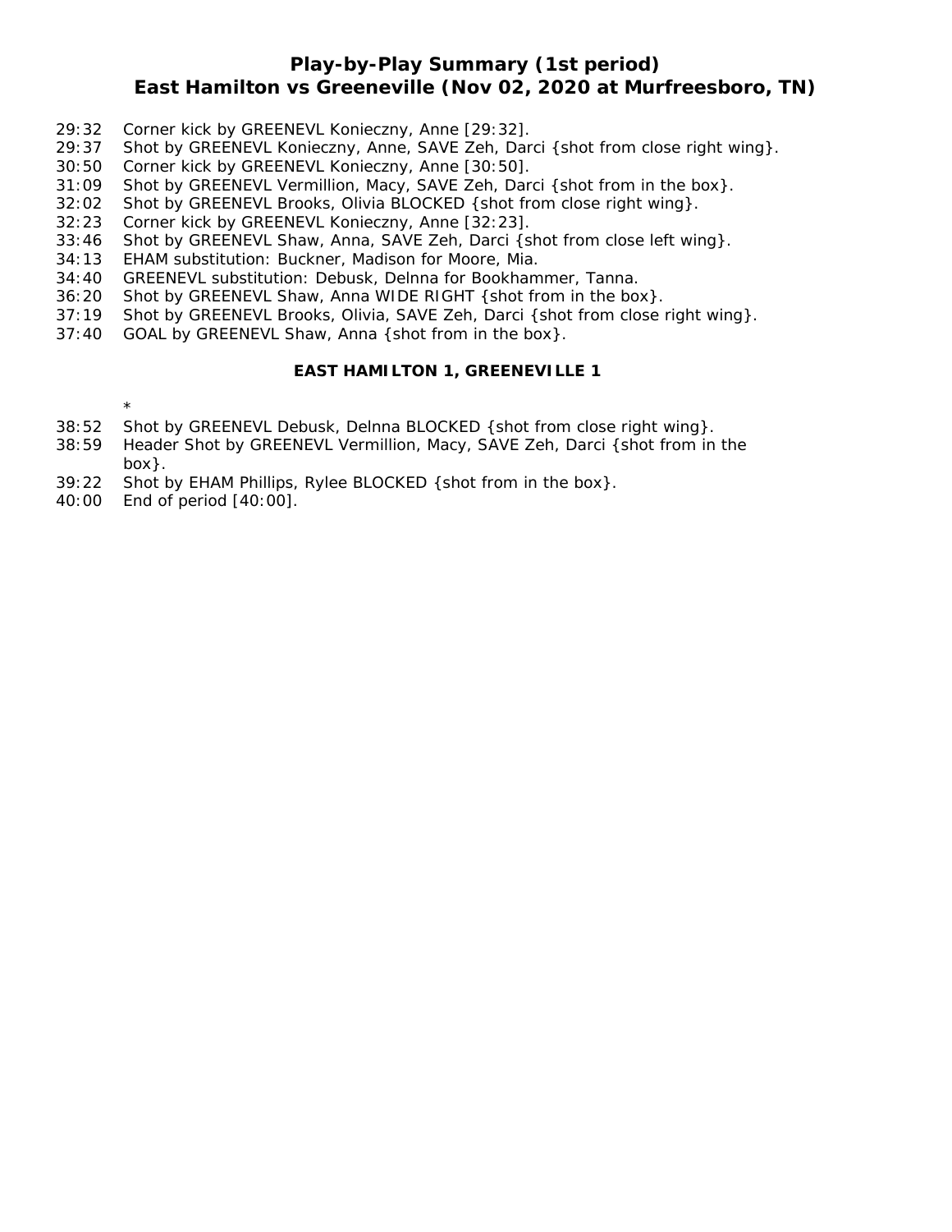## Play-by-Play Summary (1st period)
## East Hamilton vs Greeneville (Nov 02, 2020 at Murfreesboro, TN)

29:32 Corner kick by GREENEVL Konieczny, Anne [29:32].
29:37 Shot by GREENEVL Konieczny, Anne, SAVE Zeh, Darci {shot from close right wing}.
30:50 Corner kick by GREENEVL Konieczny, Anne [30:50].
31:09 Shot by GREENEVL Vermillion, Macy, SAVE Zeh, Darci {shot from in the box}.
32:02 Shot by GREENEVL Brooks, Olivia BLOCKED {shot from close right wing}.
32:23 Corner kick by GREENEVL Konieczny, Anne [32:23].
33:46 Shot by GREENEVL Shaw, Anna, SAVE Zeh, Darci {shot from close left wing}.
34:13 EHAM substitution: Buckner, Madison for Moore, Mia.
34:40 GREENEVL substitution: Debusk, Delnna for Bookhammer, Tanna.
36:20 Shot by GREENEVL Shaw, Anna WIDE RIGHT {shot from in the box}.
37:19 Shot by GREENEVL Brooks, Olivia, SAVE Zeh, Darci {shot from close right wing}.
37:40 GOAL by GREENEVL Shaw, Anna {shot from in the box}.

**EAST HAMILTON 1, GREENEVILLE 1**

*

38:52 Shot by GREENEVL Debusk, Delnna BLOCKED {shot from close right wing}.
38:59 Header Shot by GREENEVL Vermillion, Macy, SAVE Zeh, Darci {shot from in the box}.
39:22 Shot by EHAM Phillips, Rylee BLOCKED {shot from in the box}.
40:00 End of period [40:00].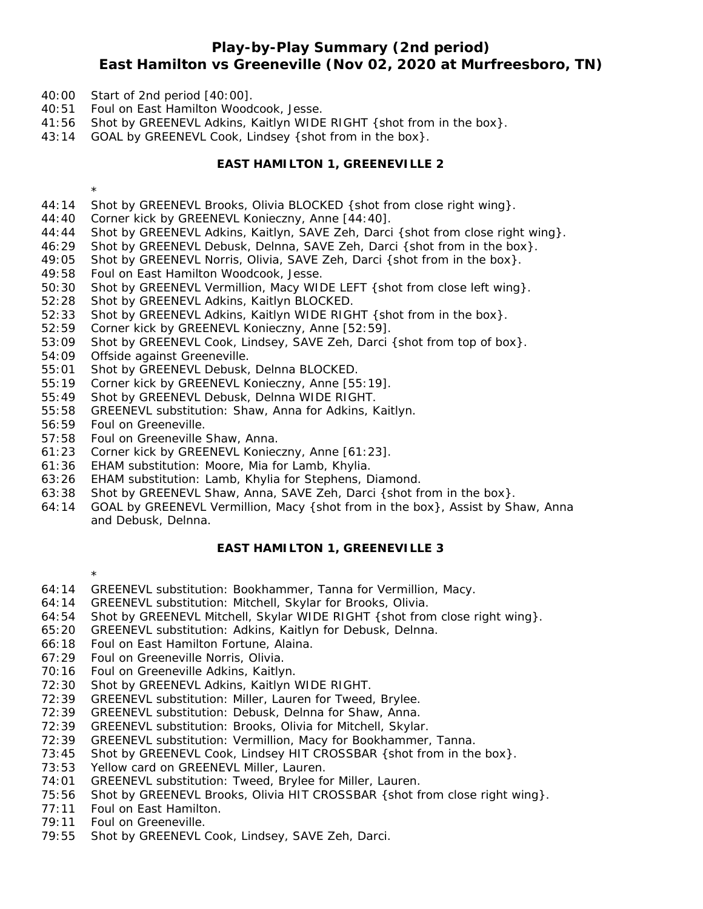## Play-by-Play Summary (2nd period)
## East Hamilton vs Greeneville (Nov 02, 2020 at Murfreesboro, TN)

40:00 Start of 2nd period [40:00].
40:51 Foul on East Hamilton Woodcook, Jesse.
41:56 Shot by GREENEVL Adkins, Kaitlyn WIDE RIGHT {shot from in the box}.
43:14 GOAL by GREENEVL Cook, Lindsey {shot from in the box}.

**EAST HAMILTON 1, GREENEVILLE 2**

*

44:14 Shot by GREENEVL Brooks, Olivia BLOCKED {shot from close right wing}.
44:40 Corner kick by GREENEVL Konieczny, Anne [44:40].
44:44 Shot by GREENEVL Adkins, Kaitlyn, SAVE Zeh, Darci {shot from close right wing}.
46:29 Shot by GREENEVL Debusk, Delnna, SAVE Zeh, Darci {shot from in the box}.
49:05 Shot by GREENEVL Norris, Olivia, SAVE Zeh, Darci {shot from in the box}.
49:58 Foul on East Hamilton Woodcook, Jesse.
50:30 Shot by GREENEVL Vermillion, Macy WIDE LEFT {shot from close left wing}.
52:28 Shot by GREENEVL Adkins, Kaitlyn BLOCKED.
52:33 Shot by GREENEVL Adkins, Kaitlyn WIDE RIGHT {shot from in the box}.
52:59 Corner kick by GREENEVL Konieczny, Anne [52:59].
53:09 Shot by GREENEVL Cook, Lindsey, SAVE Zeh, Darci {shot from top of box}.
54:09 Offside against Greeneville.
55:01 Shot by GREENEVL Debusk, Delnna BLOCKED.
55:19 Corner kick by GREENEVL Konieczny, Anne [55:19].
55:49 Shot by GREENEVL Debusk, Delnna WIDE RIGHT.
55:58 GREENEVL substitution: Shaw, Anna for Adkins, Kaitlyn.
56:59 Foul on Greeneville.
57:58 Foul on Greeneville Shaw, Anna.
61:23 Corner kick by GREENEVL Konieczny, Anne [61:23].
61:36 EHAM substitution: Moore, Mia for Lamb, Khylia.
63:26 EHAM substitution: Lamb, Khylia for Stephens, Diamond.
63:38 Shot by GREENEVL Shaw, Anna, SAVE Zeh, Darci {shot from in the box}.
64:14 GOAL by GREENEVL Vermillion, Macy {shot from in the box}, Assist by Shaw, Anna and Debusk, Delnna.

**EAST HAMILTON 1, GREENEVILLE 3**

*

64:14 GREENEVL substitution: Bookhammer, Tanna for Vermillion, Macy.
64:14 GREENEVL substitution: Mitchell, Skylar for Brooks, Olivia.
64:54 Shot by GREENEVL Mitchell, Skylar WIDE RIGHT {shot from close right wing}.
65:20 GREENEVL substitution: Adkins, Kaitlyn for Debusk, Delnna.
66:18 Foul on East Hamilton Fortune, Alaina.
67:29 Foul on Greeneville Norris, Olivia.
70:16 Foul on Greeneville Adkins, Kaitlyn.
72:30 Shot by GREENEVL Adkins, Kaitlyn WIDE RIGHT.
72:39 GREENEVL substitution: Miller, Lauren for Tweed, Brylee.
72:39 GREENEVL substitution: Debusk, Delnna for Shaw, Anna.
72:39 GREENEVL substitution: Brooks, Olivia for Mitchell, Skylar.
72:39 GREENEVL substitution: Vermillion, Macy for Bookhammer, Tanna.
73:45 Shot by GREENEVL Cook, Lindsey HIT CROSSBAR {shot from in the box}.
73:53 Yellow card on GREENEVL Miller, Lauren.
74:01 GREENEVL substitution: Tweed, Brylee for Miller, Lauren.
75:56 Shot by GREENEVL Brooks, Olivia HIT CROSSBAR {shot from close right wing}.
77:11 Foul on East Hamilton.
79:11 Foul on Greeneville.
79:55 Shot by GREENEVL Cook, Lindsey, SAVE Zeh, Darci.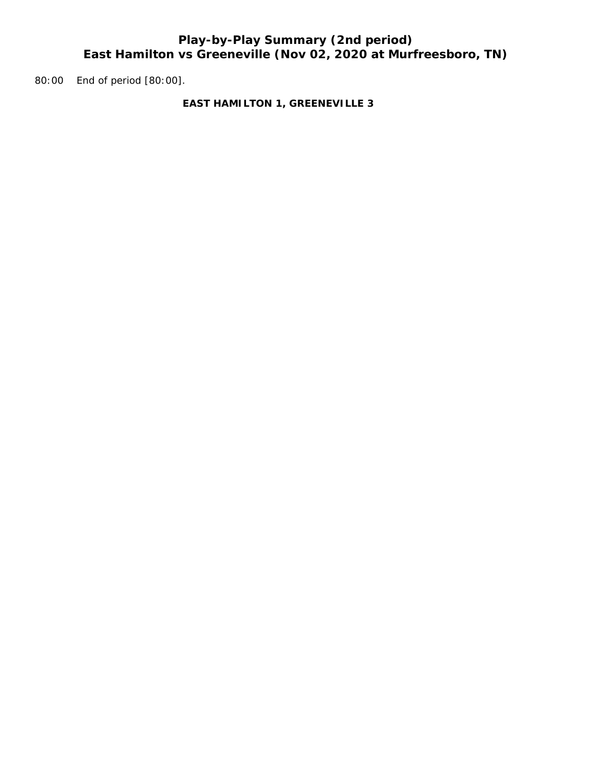# Play-by-Play Summary (2nd period)
# East Hamilton vs Greeneville (Nov 02, 2020 at Murfreesboro, TN)

80:00 End of period [80:00].

**EAST HAMILTON 1, GREENEVILLE 3**